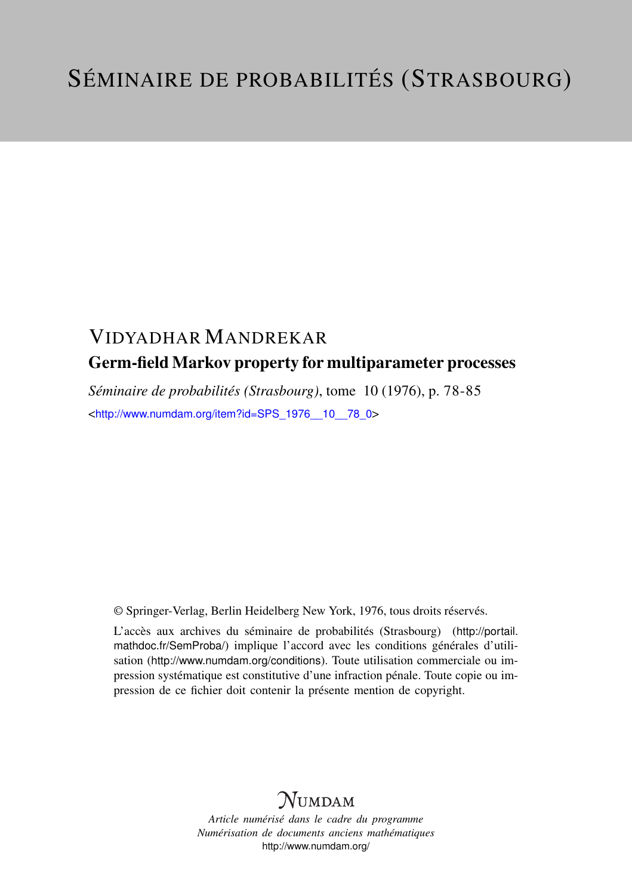# SÉMINAIRE DE PROBABILITÉS (STRASBOURG)

## VIDYADHAR MANDREKAR

### Germ-field Markov property for multiparameter processes

*Séminaire de probabilités (Strasbourg)*, tome 10 (1976), p. 78-85

<http://www.numdam.org/item?id=SPS_1976__10__78_0>

© Springer-Verlag, Berlin Heidelberg New York, 1976, tous droits réservés.

L'accès aux archives du séminaire de probabilités (Strasbourg) (http://portail.mathdoc.fr/SemProba/) implique l'accord avec les conditions générales d'utilisation (http://www.numdam.org/conditions). Toute utilisation commerciale ou impression systématique est constitutive d'une infraction pénale. Toute copie ou impression de ce fichier doit contenir la présente mention de copyright.

NUMDAM

*Article numérisé dans le cadre du programme*
*Numérisation de documents anciens mathématiques*
http://www.numdam.org/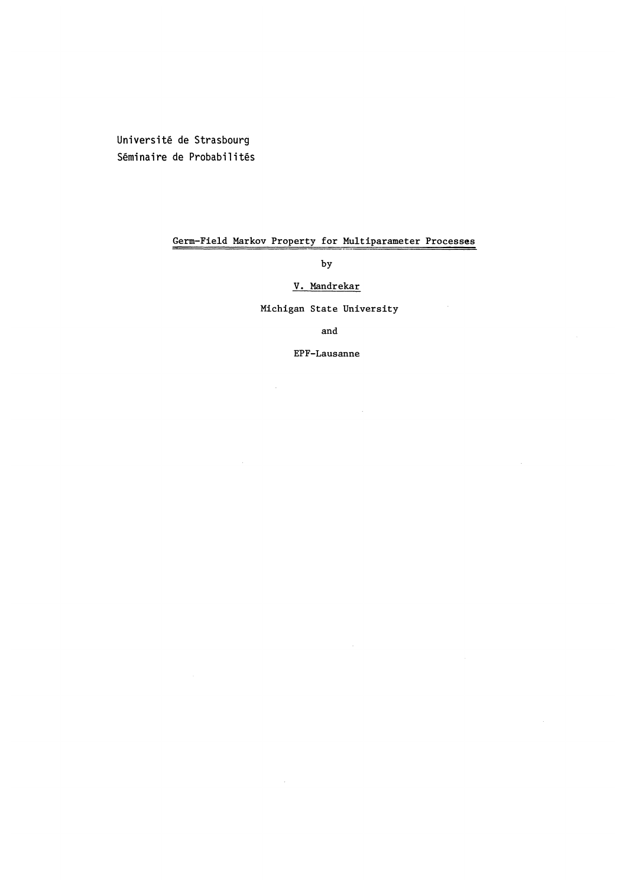Université de Strasbourg
Séminaire de Probabilités

# Germ-Field Markov Property for Multiparameter Processes

by

V. Mandrekar

Michigan State University

and

EPF-Lausanne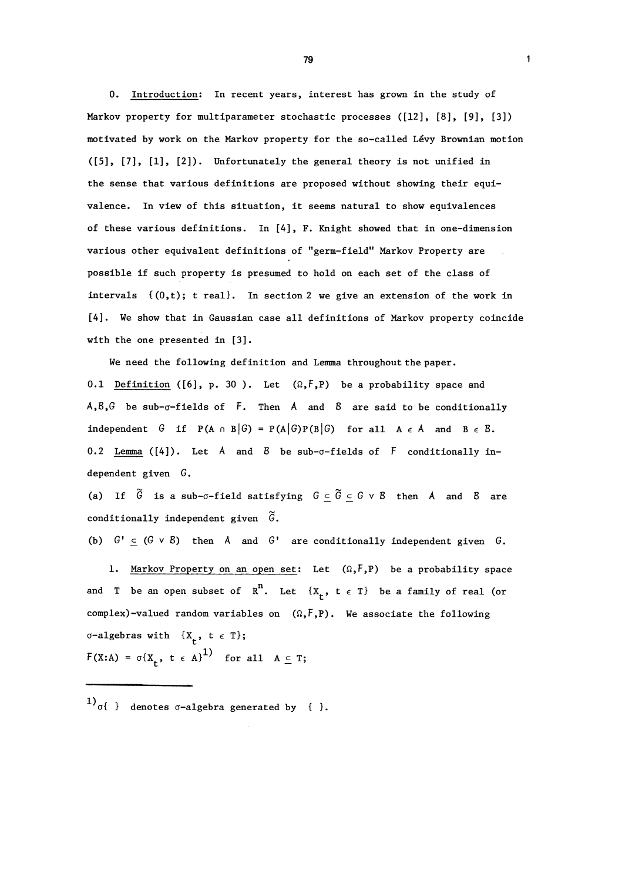0. Introduction: In recent years, interest has grown in the study of Markov property for multiparameter stochastic processes ([12], [8], [9], [3]) motivated by work on the Markov property for the so-called Lévy Brownian motion ([5], [7], [1], [2]). Unfortunately the general theory is not unified in the sense that various definitions are proposed without showing their equivalence. In view of this situation, it seems natural to show equivalences of these various definitions. In [4], F. Knight showed that in one-dimension various other equivalent definitions of "germ-field" Markov Property are possible if such property is presumed to hold on each set of the class of intervals $\{(0,t);\ t \text{ real}\}$. In section 2 we give an extension of the work in [4]. We show that in Gaussian case all definitions of Markov property coincide with the one presented in [3].

We need the following definition and Lemma throughout the paper.

0.1 Definition ([6], p. 30). Let $(\Omega, \mathcal{F}, P)$ be a probability space and $\mathcal{A}, \mathcal{B}, \mathcal{G}$ be sub-$\sigma$-fields of $\mathcal{F}$. Then $\mathcal{A}$ and $\mathcal{B}$ are said to be conditionally independent $\mathcal{G}$ if $P(A \cap B|\mathcal{G}) = P(A|\mathcal{G})P(B|\mathcal{G})$ for all $A \in \mathcal{A}$ and $B \in \mathcal{B}$.

0.2 Lemma ([4]). Let $\mathcal{A}$ and $\mathcal{B}$ be sub-$\sigma$-fields of $\mathcal{F}$ conditionally independent given $\mathcal{G}$.

(a) If $\tilde{\mathcal{G}}$ is a sub-$\sigma$-field satisfying $\mathcal{G} \subseteq \tilde{\mathcal{G}} \subseteq \mathcal{G} \vee \mathcal{B}$ then $\mathcal{A}$ and $\mathcal{B}$ are conditionally independent given $\tilde{\mathcal{G}}$.

(b) $\mathcal{G}' \subseteq (\mathcal{G} \vee \mathcal{B})$ then $\mathcal{A}$ and $\mathcal{G}'$ are conditionally independent given $\mathcal{G}$.

1. Markov Property on an open set: Let $(\Omega, \mathcal{F}, P)$ be a probability space and $T$ be an open subset of $\mathbb{R}^n$. Let $\{X_t,\ t \in T\}$ be a family of real (or complex)-valued random variables on $(\Omega, \mathcal{F}, P)$. We associate the following $\sigma$-algebras with $\{X_t,\ t \in T\}$;

$\mathcal{F}(X:A) = \sigma\{X_t,\ t \in A\}$[1) ] for all $A \subseteq T$;

---

1) $\sigma\{\ \}$ denotes $\sigma$-algebra generated by $\{\ \}$.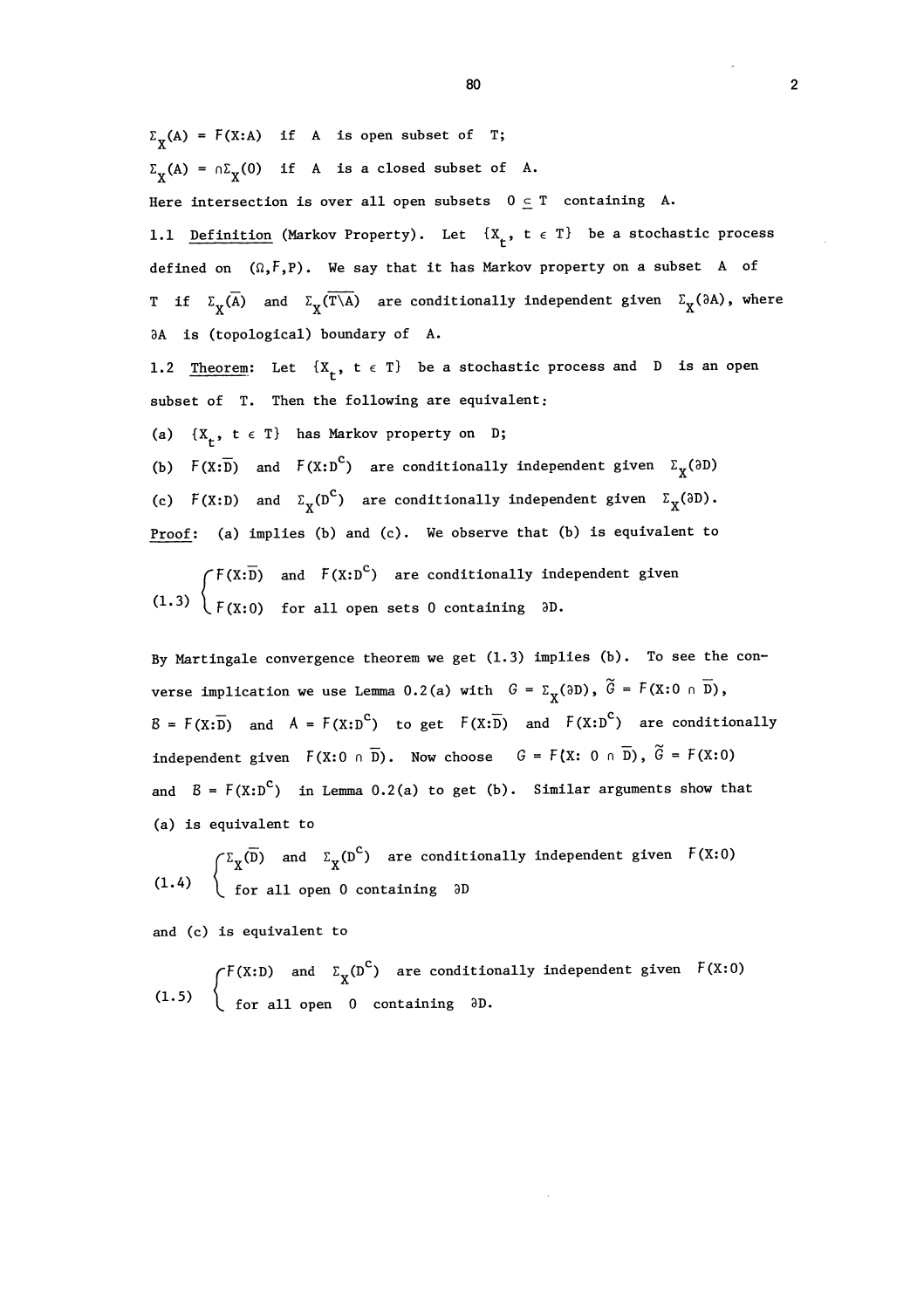$\Sigma_X(A) = F(X:A)$ if $A$ is open subset of $T$;

$\Sigma_X(A) = \cap\Sigma_X(0)$ if $A$ is a closed subset of $A$.

Here intersection is over all open subsets $0 \subseteq T$ containing $A$.

1.1 Definition (Markov Property). Let $\{X_t, t \in T\}$ be a stochastic process defined on $(\Omega, F, P)$. We say that it has Markov property on a subset $A$ of $T$ if $\Sigma_X(\bar{A})$ and $\Sigma_X(\overline{T\setminus A})$ are conditionally independent given $\Sigma_X(\partial A)$, where $\partial A$ is (topological) boundary of $A$.

1.2 Theorem: Let $\{X_t, t \in T\}$ be a stochastic process and $D$ is an open subset of $T$. Then the following are equivalent:

(a) $\{X_t, t \in T\}$ has Markov property on $D$;

(b) $F(X:\bar{D})$ and $F(X:D^c)$ are conditionally independent given $\Sigma_X(\partial D)$

(c) $F(X:D)$ and $\Sigma_X(D^c)$ are conditionally independent given $\Sigma_X(\partial D)$.

Proof: (a) implies (b) and (c). We observe that (b) is equivalent to

$$(1.3) \begin{cases} F(X:\bar{D}) \text{ and } F(X:D^c) \text{ are conditionally independent given} \\ F(X:0) \text{ for all open sets } 0 \text{ containing } \partial D. \end{cases}$$

By Martingale convergence theorem we get (1.3) implies (b). To see the converse implication we use Lemma 0.2(a) with $G = \Sigma_X(\partial D)$, $\tilde{G} = F(X:0 \cap \bar{D})$, $B = F(X:\bar{D})$ and $A = F(X:D^c)$ to get $F(X:\bar{D})$ and $F(X:D^c)$ are conditionally independent given $F(X:0 \cap \bar{D})$. Now choose $G = F(X: 0 \cap \bar{D})$, $\tilde{G} = F(X:0)$ and $B = F(X:D^c)$ in Lemma 0.2(a) to get (b). Similar arguments show that (a) is equivalent to

$$(1.4) \begin{cases} \Sigma_X(\bar{D}) \text{ and } \Sigma_X(D^c) \text{ are conditionally independent given } F(X:0) \\ \text{for all open } 0 \text{ containing } \partial D \end{cases}$$

and (c) is equivalent to

$$(1.5) \begin{cases} F(X:D) \text{ and } \Sigma_X(D^c) \text{ are conditionally independent given } F(X:0) \\ \text{for all open } 0 \text{ containing } \partial D. \end{cases}$$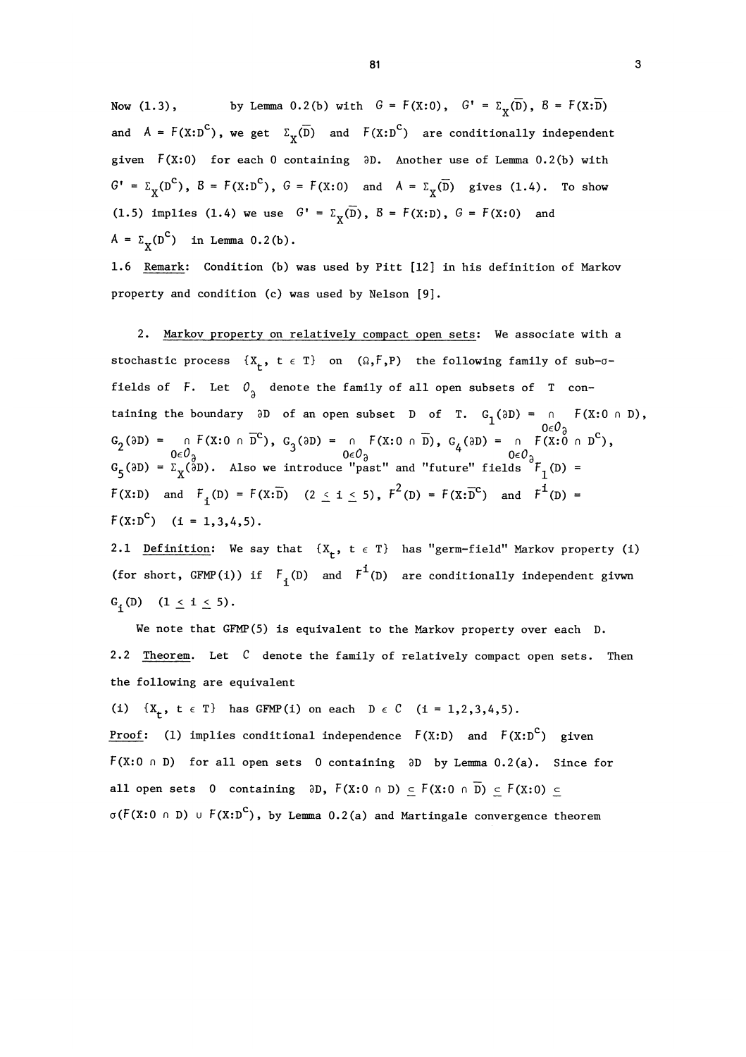Now (1.3), by Lemma 0.2(b) with $G = F(X:0)$, $G' = \Sigma_X(\overline{D})$, $B = F(X:\overline{D})$ and $A = F(X:D^c)$, we get $\Sigma_X(\overline{D})$ and $F(X:D^c)$ are conditionally independent given $F(X:0)$ for each 0 containing $\partial D$. Another use of Lemma 0.2(b) with $G' = \Sigma_X(D^c)$, $B = F(X:D^c)$, $G = F(X:0)$ and $A = \Sigma_X(\overline{D})$ gives (1.4). To show (1.5) implies (1.4) we use $G' = \Sigma_X(\overline{D})$, $B = F(X:D)$, $G = F(X:0)$ and $A = \Sigma_X(D^c)$ in Lemma 0.2(b).

1.6 Remark: Condition (b) was used by Pitt [12] in his definition of Markov property and condition (c) was used by Nelson [9].

2. Markov property on relatively compact open sets: We associate with a stochastic process $\{X_t,\ t \in T\}$ on $(\Omega, F, P)$ the following family of sub-$\sigma$-fields of $F$. Let $O_\partial$ denote the family of all open subsets of $T$ containing the boundary $\partial D$ of an open subset $D$ of $T$. $G_1(\partial D) = \bigcap_{0 \in O_\partial} F(X:0 \cap D)$, $G_2(\partial D) = \bigcap_{0 \in O_\partial} F(X:0 \cap \overline{D}^c)$, $G_3(\partial D) = \bigcap_{0 \in O_\partial} F(X:0 \cap \overline{D})$, $G_4(\partial D) = \bigcap_{0 \in O_\partial} F(X:0 \cap D^c)$, $G_5(\partial D) = \Sigma_X(\partial D)$. Also we introduce "past" and "future" fields $F_1(D) = F(X:D)$ and $F_i(D) = F(X:\overline{D})$ $(2 \leq i \leq 5)$, $F^2(D) = F(X:\overline{D}^c)$ and $F^i(D) = F(X:D^c)$ $(i = 1,3,4,5)$.

2.1 Definition: We say that $\{X_t,\ t \in T\}$ has "germ-field" Markov property (i) (for short, GFMP(i)) if $F_i(D)$ and $F^i(D)$ are conditionally independent givwn $G_i(D)$ $(1 \leq i \leq 5)$.

We note that GFMP(5) is equivalent to the Markov property over each D.

2.2 Theorem. Let $C$ denote the family of relatively compact open sets. Then the following are equivalent

(i) $\{X_t,\ t \in T\}$ has GFMP(i) on each $D \in C$ $(i = 1,2,3,4,5)$.

Proof: (1) implies conditional independence $F(X:D)$ and $F(X:D^c)$ given $F(X:0 \cap D)$ for all open sets 0 containing $\partial D$ by Lemma 0.2(a). Since for all open sets 0 containing $\partial D$, $F(X:0 \cap D) \subseteq F(X:0 \cap \overline{D}) \subseteq F(X:0) \subseteq \sigma(F(X:0 \cap D) \cup F(X:D^c)$, by Lemma 0.2(a) and Martingale convergence theorem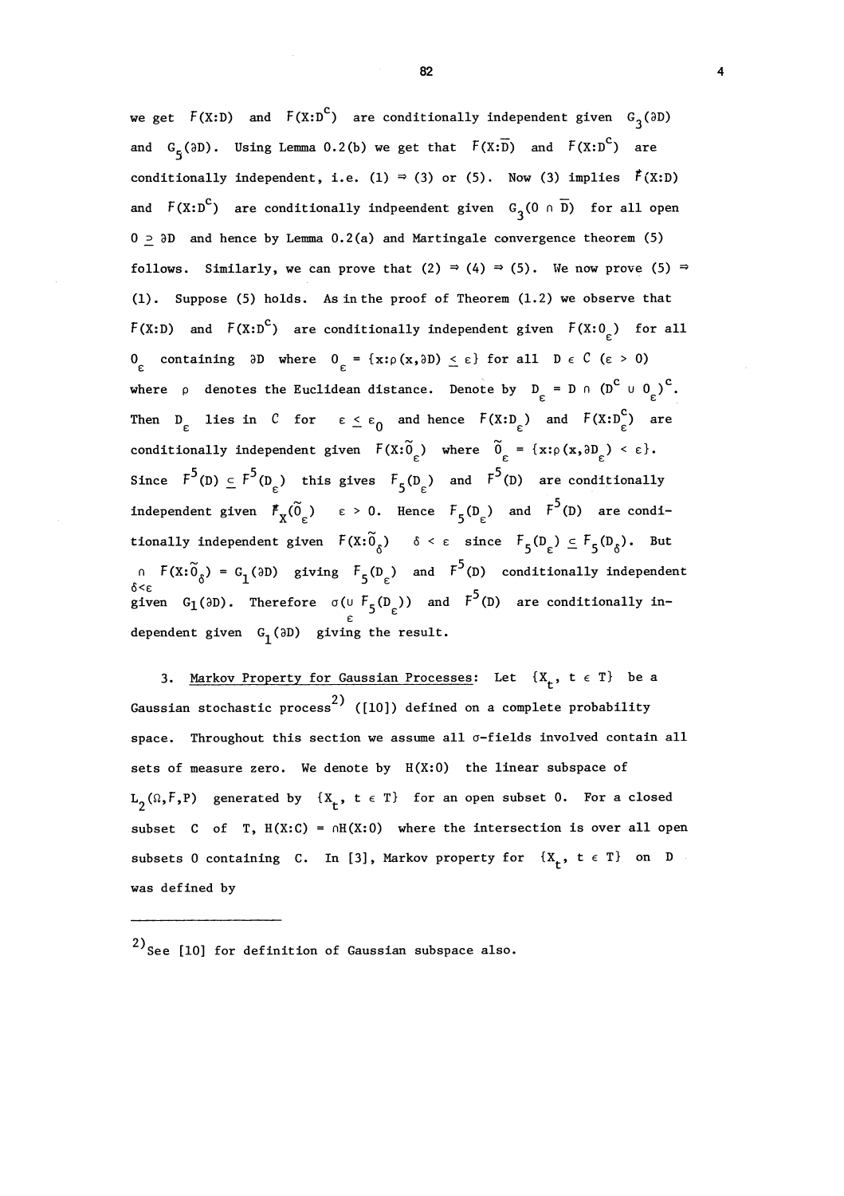we get $F(X:D)$ and $F(X:D^c)$ are conditionally independent given $G_3(\partial D)$ and $G_5(\partial D)$. Using Lemma 0.2(b) we get that $F(X:\overline{D})$ and $F(X:D^c)$ are conditionally independent, i.e. (1) $\Rightarrow$ (3) or (5). Now (3) implies $F(X:D)$ and $F(X:D^c)$ are conditionally indpeendent given $G_3(0 \cap \overline{D})$ for all open $0 \supseteq \partial D$ and hence by Lemma 0.2(a) and Martingale convergence theorem (5) follows. Similarly, we can prove that (2) $\Rightarrow$ (4) $\Rightarrow$ (5). We now prove (5) $\Rightarrow$ (1). Suppose (5) holds. As in the proof of Theorem (1.2) we observe that $F(X:D)$ and $F(X:D^c)$ are conditionally independent given $F(X:0_\varepsilon)$ for all $0_\varepsilon$ containing $\partial D$ where $0_\varepsilon = \{x:\rho(x,\partial D) \leq \varepsilon\}$ for all $D \in C$ $(\varepsilon > 0)$ where $\rho$ denotes the Euclidean distance. Denote by $D_\varepsilon = D \cap (D^c \cup 0_\varepsilon)^c$. Then $D_\varepsilon$ lies in $C$ for $\varepsilon \leq \varepsilon_0$ and hence $F(X:D_\varepsilon)$ and $F(X:D_\varepsilon^c)$ are conditionally independent given $F(X:\tilde{0}_\varepsilon)$ where $\tilde{0}_\varepsilon = \{x:\rho(x,\partial D_\varepsilon) < \varepsilon\}$. Since $F^5(D) \subseteq F^5(D_\varepsilon)$ this gives $F_5(D_\varepsilon)$ and $F^5(D)$ are conditionally independent given $F_X(\tilde{0}_\varepsilon)$ $\varepsilon > 0$. Hence $F_5(D_\varepsilon)$ and $F^5(D)$ are conditionally independent given $F(X:\tilde{0}_\delta)$ $\delta < \varepsilon$ since $F_5(D_\varepsilon) \subseteq F_5(D_\delta)$. But $\bigcap_{\delta<\varepsilon} F(X:\tilde{0}_\delta) = G_1(\partial D)$ giving $F_5(D_\varepsilon)$ and $F^5(D)$ conditionally independent given $G_1(\partial D)$. Therefore $\sigma(\bigcup_\varepsilon F_5(D_\varepsilon))$ and $F^5(D)$ are conditionally independent given $G_1(\partial D)$ giving the result.

3. Markov Property for Gaussian Processes: Let $\{X_t, t \in T\}$ be a Gaussian stochastic process[2] ([10]) defined on a complete probability space. Throughout this section we assume all $\sigma$-fields involved contain all sets of measure zero. We denote by $H(X:0)$ the linear subspace of $L_2(\Omega,F,P)$ generated by $\{X_t, t \in T\}$ for an open subset 0. For a closed subset $C$ of $T$, $H(X:C) = \cap H(X:0)$ where the intersection is over all open subsets 0 containing $C$. In [3], Markov property for $\{X_t, t \in T\}$ on $D$ was defined by

---

[2] See [10] for definition of Gaussian subspace also.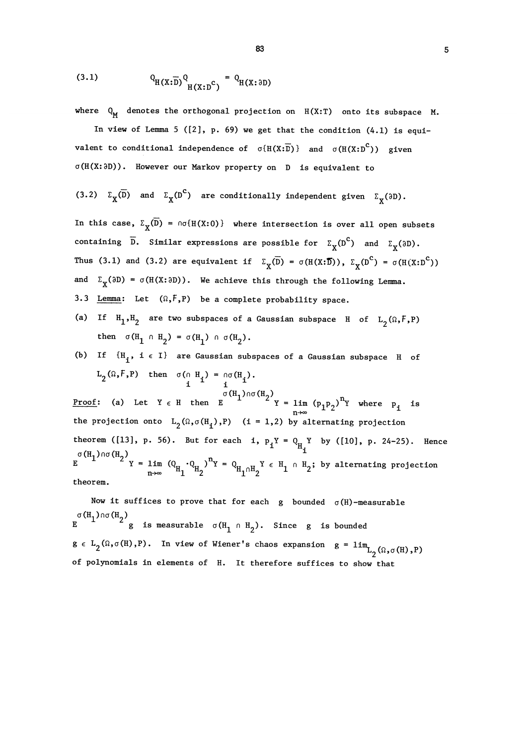$$(3.1) \qquad Q_{H(X:\overline{D})} Q_{H(X:D^c)} = Q_{H(X:\partial D)}$$

where $Q_M$ denotes the orthogonal projection on $H(X:T)$ onto its subspace $M$.

In view of Lemma 5 ([2], p. 69) we get that the condition (4.1) is equivalent to conditional independence of $\sigma\{H(X:\overline{D})\}$ and $\sigma(H(X:D^c))$ given $\sigma(H(X:\partial D))$. However our Markov property on $D$ is equivalent to

(3.2) $\Sigma_X(\overline{D})$ and $\Sigma_X(D^c)$ are conditionally independent given $\Sigma_X(\partial D)$.

In this case, $\Sigma_X(\overline{D}) = \cap\sigma\{H(X:0)\}$ where intersection is over all open subsets containing $\overline{D}$. Similar expressions are possible for $\Sigma_X(D^c)$ and $\Sigma_X(\partial D)$. Thus (3.1) and (3.2) are equivalent if $\Sigma_X(\overline{D}) = \sigma(H(X:\overline{D}))$, $\Sigma_X(D^c) = \sigma(H(X:D^c))$ and $\Sigma_X(\partial D) = \sigma(H(X:\partial D))$. We achieve this through the following Lemma.

3.3 Lemma: Let $(\Omega,F,P)$ be a complete probability space.

(a) If $H_1, H_2$ are two subspaces of a Gaussian subspace $H$ of $L_2(\Omega,F,P)$ then $\sigma(H_1 \cap H_2) = \sigma(H_1) \cap \sigma(H_2)$.

(b) If $\{H_i, i \in I\}$ are Gaussian subspaces of a Gaussian subspace $H$ of $L_2(\Omega,F,P)$ then $\sigma(\bigcap_i H_i) = \bigcap_i \sigma(H_i)$.

Proof: (a) Let $Y \in H$ then $E^{\sigma(H_1)\cap\sigma(H_2)} Y = \lim_{n\to\infty} (p_1 p_2)^n Y$ where $p_i$ is the projection onto $L_2(\Omega,\sigma(H_i),P)$ $(i = 1,2)$ by alternating projection theorem ([13], p. 56). But for each $i$, $p_i Y = Q_{H_i} Y$ by ([10], p. 24-25). Hence $E^{\sigma(H_1)\cap\sigma(H_2)} Y = \lim_{n\to\infty} (Q_{H_1} \cdot Q_{H_2})^n Y = Q_{H_1 \cap H_2} Y \in H_1 \cap H_2$; by alternating projection theorem.

Now it suffices to prove that for each $g$ bounded $\sigma(H)$-measurable $E^{\sigma(H_1)\cap\sigma(H_2)} g$ is measurable $\sigma(H_1 \cap H_2)$. Since $g$ is bounded $g \in L_2(\Omega,\sigma(H),P)$. In view of Wiener's chaos expansion $g = \lim_{L_2(\Omega,\sigma(H),P)}$ of polynomials in elements of $H$. It therefore suffices to show that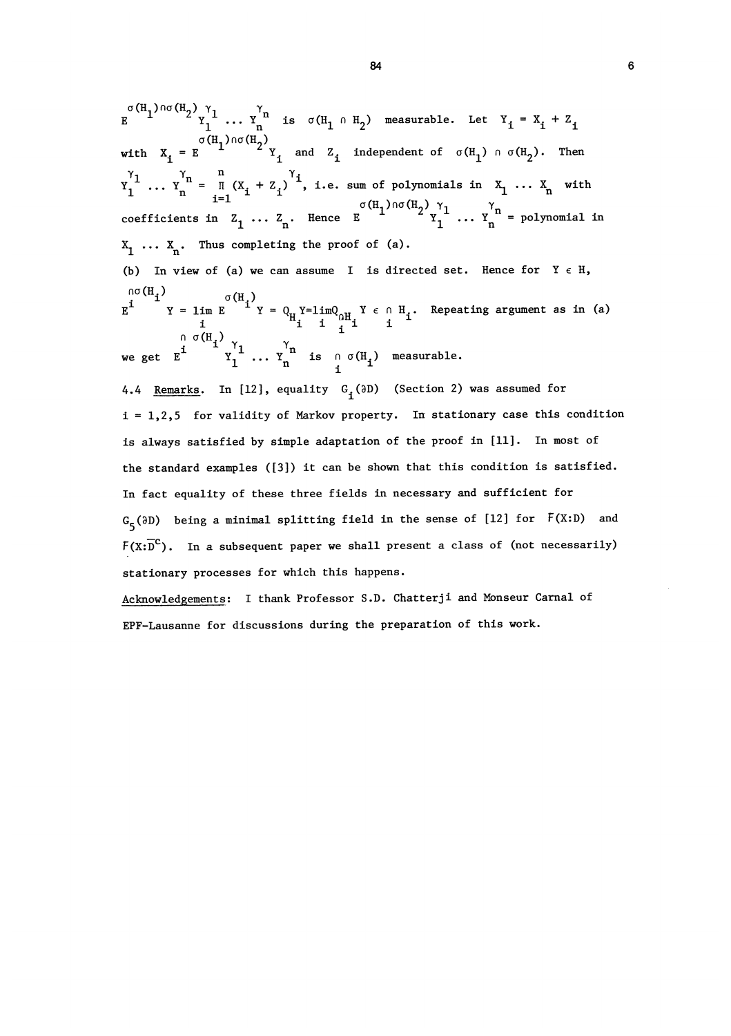$E^{\sigma(H_1)\cap\sigma(H_2)} Y_1^{\gamma_1} \cdots Y_n^{\gamma_n}$ is $\sigma(H_1 \cap H_2)$ measurable. Let $Y_i = X_i + Z_i$ with $X_i = E^{\sigma(H_1)\cap\sigma(H_2)} Y_i$ and $Z_i$ independent of $\sigma(H_1) \cap \sigma(H_2)$. Then $Y_1^{\gamma_1} \cdots Y_n^{\gamma_n} = \prod_{i=1}^{n} (X_i + Z_i)^{\gamma_i}$, i.e. sum of polynomials in $X_1 \ldots X_n$ with coefficients in $Z_1 \ldots Z_n$. Hence $E^{\sigma(H_1)\cap\sigma(H_2)} Y_1^{\gamma_1} \cdots Y_n^{\gamma_n}$ = polynomial in $X_1 \ldots X_n$. Thus completing the proof of (a).

(b) In view of (a) we can assume $I$ is directed set. Hence for $Y \in H$, $E^{\cap_i \sigma(H_i)} Y = \lim_i E^{\sigma(H_i)} Y = Q_{H_i} Y = \lim_i Q_{\cap_i H_i} Y \in \cap_i H_i$. Repeating argument as in (a) we get $E^{\cap_i \sigma(H_i)} Y_1^{\gamma_1} \cdots Y_n^{\gamma_n}$ is $\cap_i \sigma(H_i)$ measurable.

4.4 Remarks. In [12], equality $G_i(\partial D)$ (Section 2) was assumed for $i = 1,2,5$ for validity of Markov property. In stationary case this condition is always satisfied by simple adaptation of the proof in [11]. In most of the standard examples ([3]) it can be shown that this condition is satisfied. In fact equality of these three fields in necessary and sufficient for $G_5(\partial D)$ being a minimal splitting field in the sense of [12] for $F(X:D)$ and $F(X:\overline{D}^c)$. In a subsequent paper we shall present a class of (not necessarily) stationary processes for which this happens.

Acknowledgements: I thank Professor S.D. Chatterji and Monseur Carnal of EPF-Lausanne for discussions during the preparation of this work.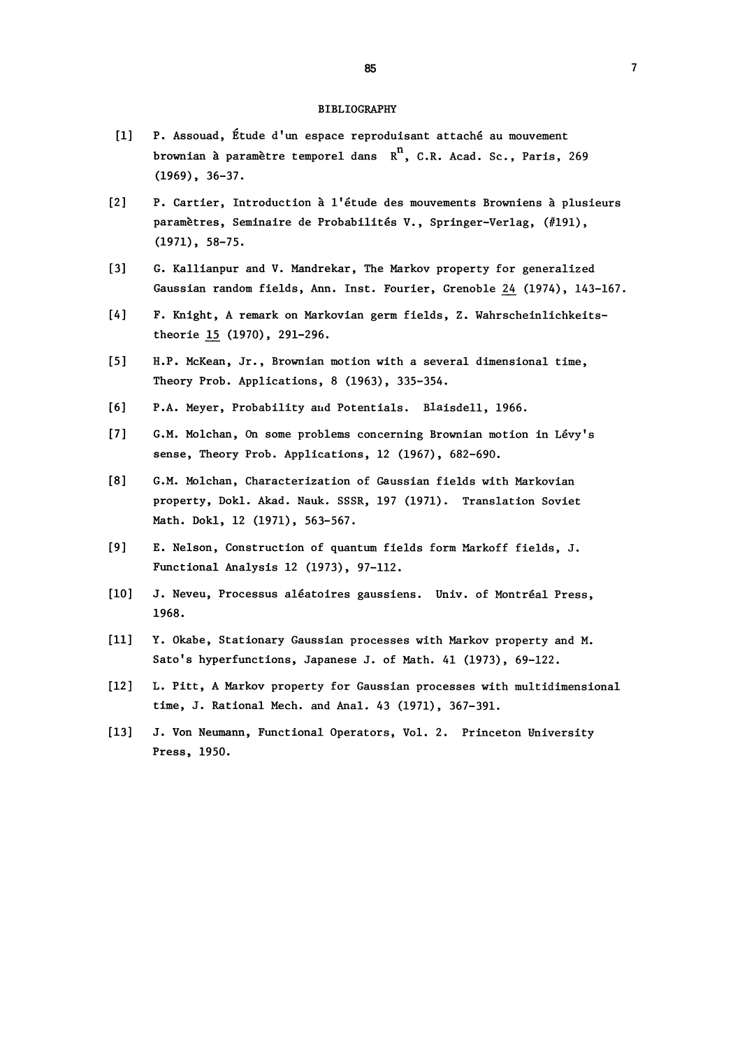## BIBLIOGRAPHY

[1] P. Assouad, Étude d'un espace reproduisant attaché au mouvement brownian à paramètre temporel dans $R^n$, C.R. Acad. Sc., Paris, 269 (1969), 36-37.

[2] P. Cartier, Introduction à l'étude des mouvements Browniens à plusieurs paramètres, Seminaire de Probabilités V., Springer-Verlag, (#191), (1971), 58-75.

[3] G. Kallianpur and V. Mandrekar, The Markov property for generalized Gaussian random fields, Ann. Inst. Fourier, Grenoble 24 (1974), 143-167.

[4] F. Knight, A remark on Markovian germ fields, Z. Wahrscheinlichkeitstheorie 15 (1970), 291-296.

[5] H.P. McKean, Jr., Brownian motion with a several dimensional time, Theory Prob. Applications, 8 (1963), 335-354.

[6] P.A. Meyer, Probability and Potentials. Blaisdell, 1966.

[7] G.M. Molchan, On some problems concerning Brownian motion in Lévy's sense, Theory Prob. Applications, 12 (1967), 682-690.

[8] G.M. Molchan, Characterization of Gaussian fields with Markovian property, Dokl. Akad. Nauk. SSSR, 197 (1971). Translation Soviet Math. Dokl, 12 (1971), 563-567.

[9] E. Nelson, Construction of quantum fields form Markoff fields, J. Functional Analysis 12 (1973), 97-112.

[10] J. Neveu, Processus aléatoires gaussiens. Univ. of Montréal Press, 1968.

[11] Y. Okabe, Stationary Gaussian processes with Markov property and M. Sato's hyperfunctions, Japanese J. of Math. 41 (1973), 69-122.

[12] L. Pitt, A Markov property for Gaussian processes with multidimensional time, J. Rational Mech. and Anal. 43 (1971), 367-391.

[13] J. Von Neumann, Functional Operators, Vol. 2. Princeton University Press, 1950.